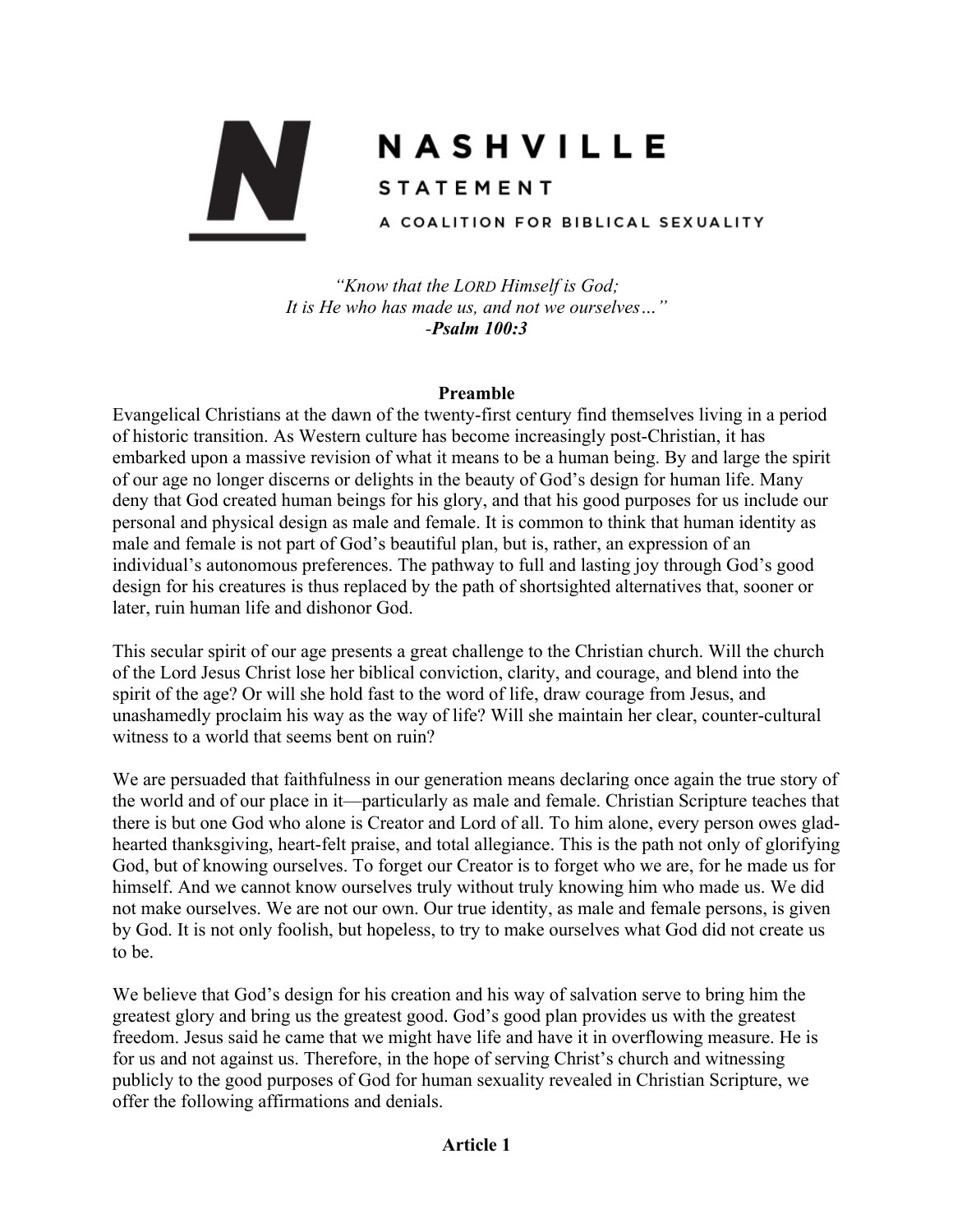# NASHVILLE STATEMENT

## A COALITION FOR BIBLICAL SEXUALITY

*"Know that the LORD Himself is God;*
*It is He who has made us, and not we ourselves…"*
*-**Psalm 100:3***

**Preamble**

Evangelical Christians at the dawn of the twenty-first century find themselves living in a period of historic transition. As Western culture has become increasingly post-Christian, it has embarked upon a massive revision of what it means to be a human being. By and large the spirit of our age no longer discerns or delights in the beauty of God's design for human life. Many deny that God created human beings for his glory, and that his good purposes for us include our personal and physical design as male and female. It is common to think that human identity as male and female is not part of God's beautiful plan, but is, rather, an expression of an individual's autonomous preferences. The pathway to full and lasting joy through God's good design for his creatures is thus replaced by the path of shortsighted alternatives that, sooner or later, ruin human life and dishonor God.

This secular spirit of our age presents a great challenge to the Christian church. Will the church of the Lord Jesus Christ lose her biblical conviction, clarity, and courage, and blend into the spirit of the age? Or will she hold fast to the word of life, draw courage from Jesus, and unashamedly proclaim his way as the way of life? Will she maintain her clear, counter-cultural witness to a world that seems bent on ruin?

We are persuaded that faithfulness in our generation means declaring once again the true story of the world and of our place in it—particularly as male and female. Christian Scripture teaches that there is but one God who alone is Creator and Lord of all. To him alone, every person owes glad-hearted thanksgiving, heart-felt praise, and total allegiance. This is the path not only of glorifying God, but of knowing ourselves. To forget our Creator is to forget who we are, for he made us for himself. And we cannot know ourselves truly without truly knowing him who made us. We did not make ourselves. We are not our own. Our true identity, as male and female persons, is given by God. It is not only foolish, but hopeless, to try to make ourselves what God did not create us to be.

We believe that God's design for his creation and his way of salvation serve to bring him the greatest glory and bring us the greatest good. God's good plan provides us with the greatest freedom. Jesus said he came that we might have life and have it in overflowing measure. He is for us and not against us. Therefore, in the hope of serving Christ's church and witnessing publicly to the good purposes of God for human sexuality revealed in Christian Scripture, we offer the following affirmations and denials.

**Article 1**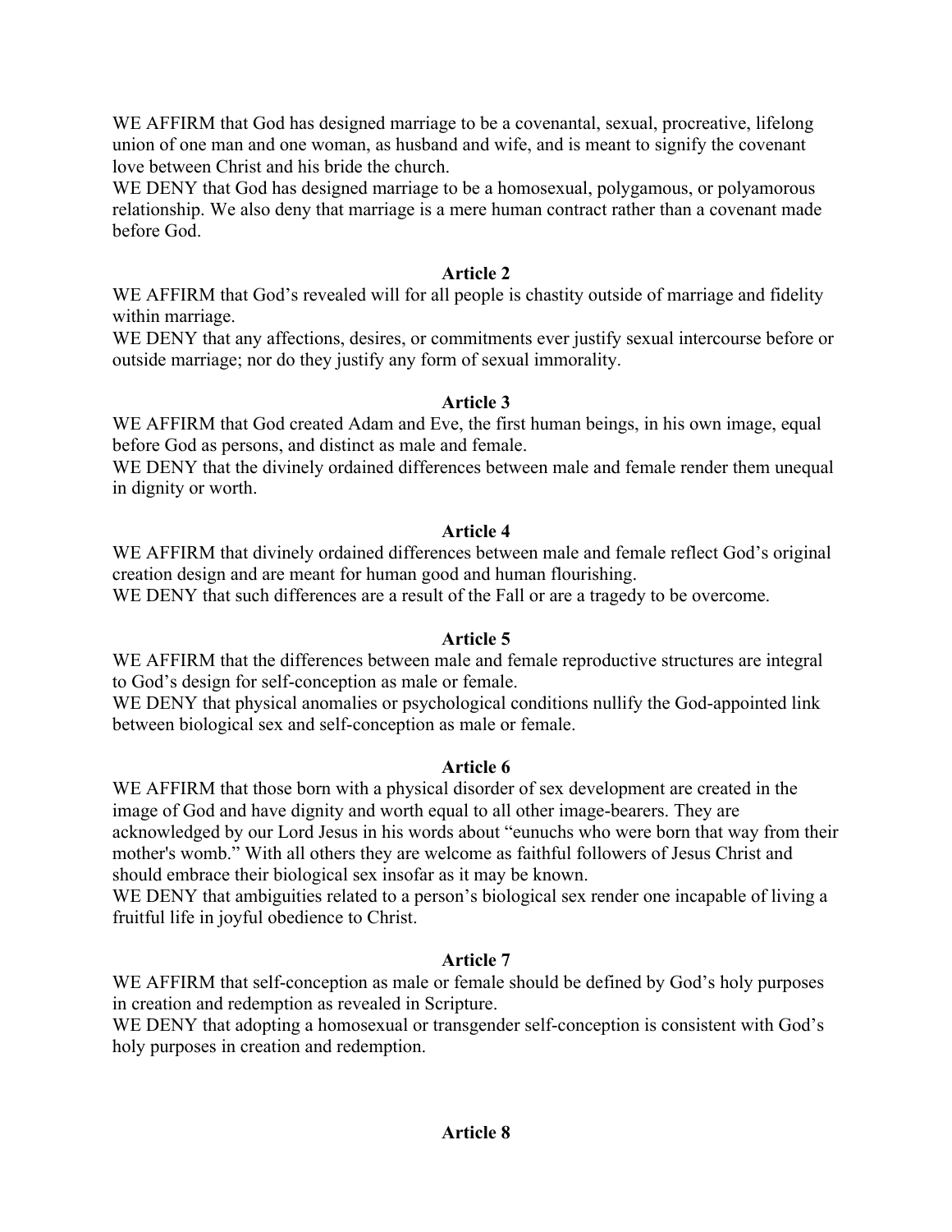WE AFFIRM that God has designed marriage to be a covenantal, sexual, procreative, lifelong union of one man and one woman, as husband and wife, and is meant to signify the covenant love between Christ and his bride the church.

WE DENY that God has designed marriage to be a homosexual, polygamous, or polyamorous relationship. We also deny that marriage is a mere human contract rather than a covenant made before God.

### Article 2

WE AFFIRM that God's revealed will for all people is chastity outside of marriage and fidelity within marriage.

WE DENY that any affections, desires, or commitments ever justify sexual intercourse before or outside marriage; nor do they justify any form of sexual immorality.

### Article 3

WE AFFIRM that God created Adam and Eve, the first human beings, in his own image, equal before God as persons, and distinct as male and female.

WE DENY that the divinely ordained differences between male and female render them unequal in dignity or worth.

### Article 4

WE AFFIRM that divinely ordained differences between male and female reflect God's original creation design and are meant for human good and human flourishing.

WE DENY that such differences are a result of the Fall or are a tragedy to be overcome.

### Article 5

WE AFFIRM that the differences between male and female reproductive structures are integral to God's design for self-conception as male or female.

WE DENY that physical anomalies or psychological conditions nullify the God-appointed link between biological sex and self-conception as male or female.

### Article 6

WE AFFIRM that those born with a physical disorder of sex development are created in the image of God and have dignity and worth equal to all other image-bearers. They are acknowledged by our Lord Jesus in his words about "eunuchs who were born that way from their mother's womb." With all others they are welcome as faithful followers of Jesus Christ and should embrace their biological sex insofar as it may be known.

WE DENY that ambiguities related to a person's biological sex render one incapable of living a fruitful life in joyful obedience to Christ.

### Article 7

WE AFFIRM that self-conception as male or female should be defined by God's holy purposes in creation and redemption as revealed in Scripture.

WE DENY that adopting a homosexual or transgender self-conception is consistent with God's holy purposes in creation and redemption.

### Article 8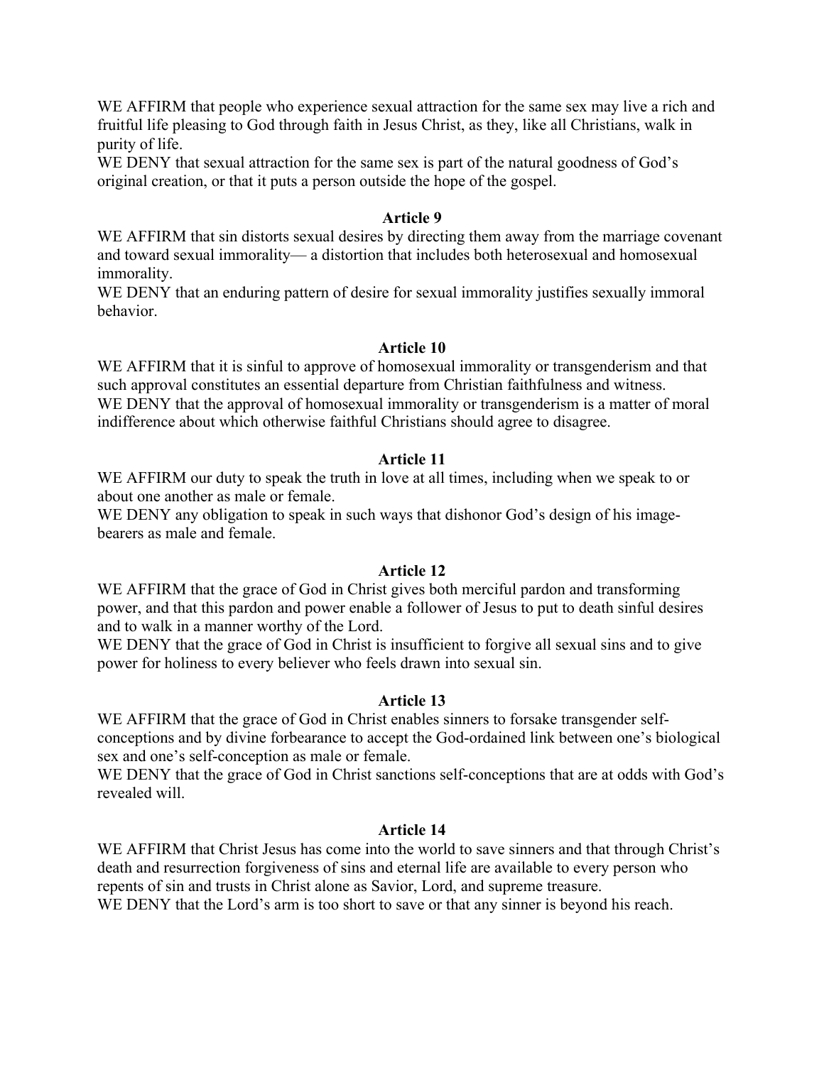WE AFFIRM that people who experience sexual attraction for the same sex may live a rich and fruitful life pleasing to God through faith in Jesus Christ, as they, like all Christians, walk in purity of life.
WE DENY that sexual attraction for the same sex is part of the natural goodness of God's original creation, or that it puts a person outside the hope of the gospel.

**Article 9**

WE AFFIRM that sin distorts sexual desires by directing them away from the marriage covenant and toward sexual immorality— a distortion that includes both heterosexual and homosexual immorality.
WE DENY that an enduring pattern of desire for sexual immorality justifies sexually immoral behavior.

**Article 10**

WE AFFIRM that it is sinful to approve of homosexual immorality or transgenderism and that such approval constitutes an essential departure from Christian faithfulness and witness.
WE DENY that the approval of homosexual immorality or transgenderism is a matter of moral indifference about which otherwise faithful Christians should agree to disagree.

**Article 11**

WE AFFIRM our duty to speak the truth in love at all times, including when we speak to or about one another as male or female.
WE DENY any obligation to speak in such ways that dishonor God's design of his image-bearers as male and female.

**Article 12**

WE AFFIRM that the grace of God in Christ gives both merciful pardon and transforming power, and that this pardon and power enable a follower of Jesus to put to death sinful desires and to walk in a manner worthy of the Lord.
WE DENY that the grace of God in Christ is insufficient to forgive all sexual sins and to give power for holiness to every believer who feels drawn into sexual sin.

**Article 13**

WE AFFIRM that the grace of God in Christ enables sinners to forsake transgender self-conceptions and by divine forbearance to accept the God-ordained link between one's biological sex and one's self-conception as male or female.
WE DENY that the grace of God in Christ sanctions self-conceptions that are at odds with God's revealed will.

**Article 14**

WE AFFIRM that Christ Jesus has come into the world to save sinners and that through Christ's death and resurrection forgiveness of sins and eternal life are available to every person who repents of sin and trusts in Christ alone as Savior, Lord, and supreme treasure.
WE DENY that the Lord's arm is too short to save or that any sinner is beyond his reach.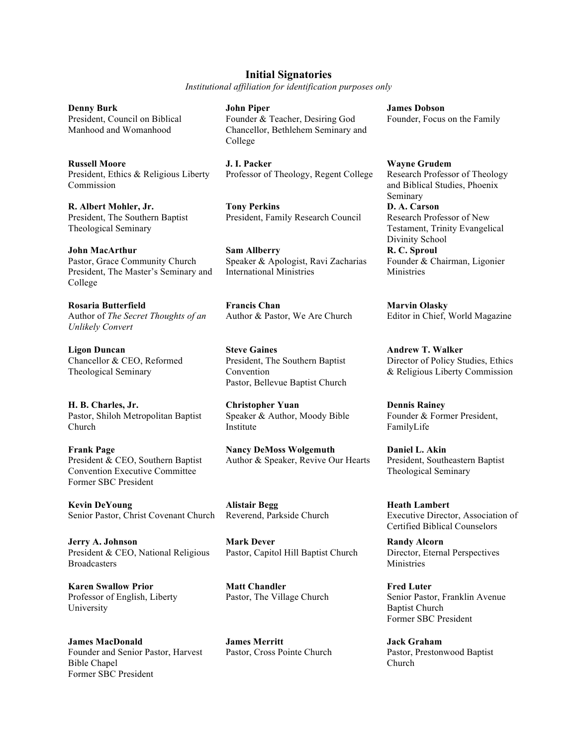### Initial Signatories

*Institutional affiliation for identification purposes only*

**Denny Burk**
President, Council on Biblical Manhood and Womanhood

**John Piper**
Founder & Teacher, Desiring God
Chancellor, Bethlehem Seminary and College

**James Dobson**
Founder, Focus on the Family

**Russell Moore**
President, Ethics & Religious Liberty Commission

**J. I. Packer**
Professor of Theology, Regent College

**Wayne Grudem**
Research Professor of Theology and Biblical Studies, Phoenix Seminary

**R. Albert Mohler, Jr.**
President, The Southern Baptist Theological Seminary

**Tony Perkins**
President, Family Research Council

**D. A. Carson**
Research Professor of New Testament, Trinity Evangelical Divinity School

**John MacArthur**
Pastor, Grace Community Church
President, The Master's Seminary and College

**Sam Allberry**
Speaker & Apologist, Ravi Zacharias International Ministries

**R. C. Sproul**
Founder & Chairman, Ligonier Ministries

**Rosaria Butterfield**
Author of *The Secret Thoughts of an Unlikely Convert*

**Francis Chan**
Author & Pastor, We Are Church

**Marvin Olasky**
Editor in Chief, World Magazine

**Ligon Duncan**
Chancellor & CEO, Reformed Theological Seminary

**Steve Gaines**
President, The Southern Baptist Convention
Pastor, Bellevue Baptist Church

**Andrew T. Walker**
Director of Policy Studies, Ethics & Religious Liberty Commission

**H. B. Charles, Jr.**
Pastor, Shiloh Metropolitan Baptist Church

**Christopher Yuan**
Speaker & Author, Moody Bible Institute

**Dennis Rainey**
Founder & Former President, FamilyLife

**Frank Page**
President & CEO, Southern Baptist Convention Executive Committee
Former SBC President

**Nancy DeMoss Wolgemuth**
Author & Speaker, Revive Our Hearts

**Daniel L. Akin**
President, Southeastern Baptist Theological Seminary

**Kevin DeYoung**
Senior Pastor, Christ Covenant Church

**Alistair Begg**
Reverend, Parkside Church

**Heath Lambert**
Executive Director, Association of Certified Biblical Counselors

**Jerry A. Johnson**
President & CEO, National Religious Broadcasters

**Mark Dever**
Pastor, Capitol Hill Baptist Church

**Randy Alcorn**
Director, Eternal Perspectives Ministries

**Karen Swallow Prior**
Professor of English, Liberty University

**Matt Chandler**
Pastor, The Village Church

**Fred Luter**
Senior Pastor, Franklin Avenue Baptist Church
Former SBC President

**James MacDonald**
Founder and Senior Pastor, Harvest Bible Chapel
Former SBC President

**James Merritt**
Pastor, Cross Pointe Church

**Jack Graham**
Pastor, Prestonwood Baptist Church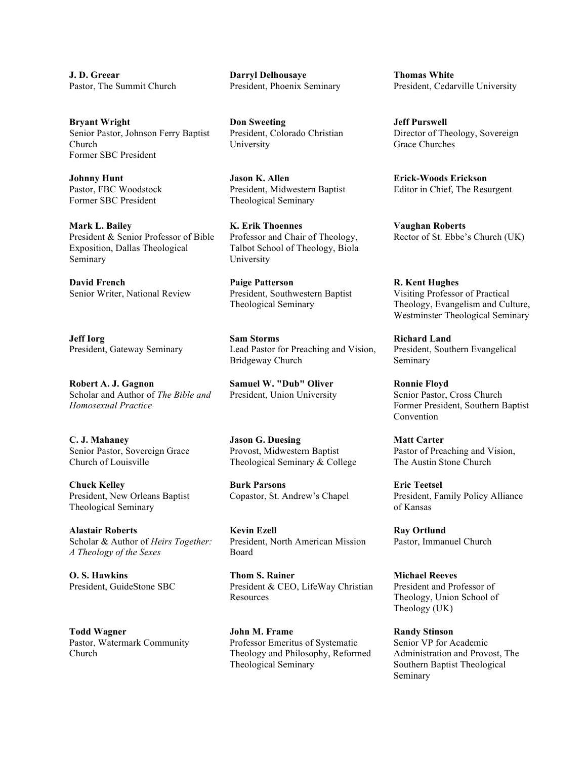**J. D. Greear**
Pastor, The Summit Church

**Bryant Wright**
Senior Pastor, Johnson Ferry Baptist Church
Former SBC President

**Johnny Hunt**
Pastor, FBC Woodstock
Former SBC President

**Mark L. Bailey**
President & Senior Professor of Bible Exposition, Dallas Theological Seminary

**David French**
Senior Writer, National Review

**Jeff Iorg**
President, Gateway Seminary

**Robert A. J. Gagnon**
Scholar and Author of *The Bible and Homosexual Practice*

**C. J. Mahaney**
Senior Pastor, Sovereign Grace Church of Louisville

**Chuck Kelley**
President, New Orleans Baptist Theological Seminary

**Alastair Roberts**
Scholar & Author of *Heirs Together: A Theology of the Sexes*

**O. S. Hawkins**
President, GuideStone SBC

**Todd Wagner**
Pastor, Watermark Community Church

**Darryl Delhousaye**
President, Phoenix Seminary

**Don Sweeting**
President, Colorado Christian University

**Jason K. Allen**
President, Midwestern Baptist Theological Seminary

**K. Erik Thoennes**
Professor and Chair of Theology, Talbot School of Theology, Biola University

**Paige Patterson**
President, Southwestern Baptist Theological Seminary

**Sam Storms**
Lead Pastor for Preaching and Vision, Bridgeway Church

**Samuel W. "Dub" Oliver**
President, Union University

**Jason G. Duesing**
Provost, Midwestern Baptist Theological Seminary & College

**Burk Parsons**
Copastor, St. Andrew's Chapel

**Kevin Ezell**
President, North American Mission Board

**Thom S. Rainer**
President & CEO, LifeWay Christian Resources

**John M. Frame**
Professor Emeritus of Systematic Theology and Philosophy, Reformed Theological Seminary

**Thomas White**
President, Cedarville University

**Jeff Purswell**
Director of Theology, Sovereign Grace Churches

**Erick-Woods Erickson**
Editor in Chief, The Resurgent

**Vaughan Roberts**
Rector of St. Ebbe's Church (UK)

**R. Kent Hughes**
Visiting Professor of Practical Theology, Evangelism and Culture, Westminster Theological Seminary

**Richard Land**
President, Southern Evangelical Seminary

**Ronnie Floyd**
Senior Pastor, Cross Church
Former President, Southern Baptist Convention

**Matt Carter**
Pastor of Preaching and Vision, The Austin Stone Church

**Eric Teetsel**
President, Family Policy Alliance of Kansas

**Ray Ortlund**
Pastor, Immanuel Church

**Michael Reeves**
President and Professor of Theology, Union School of Theology (UK)

**Randy Stinson**
Senior VP for Academic Administration and Provost, The Southern Baptist Theological Seminary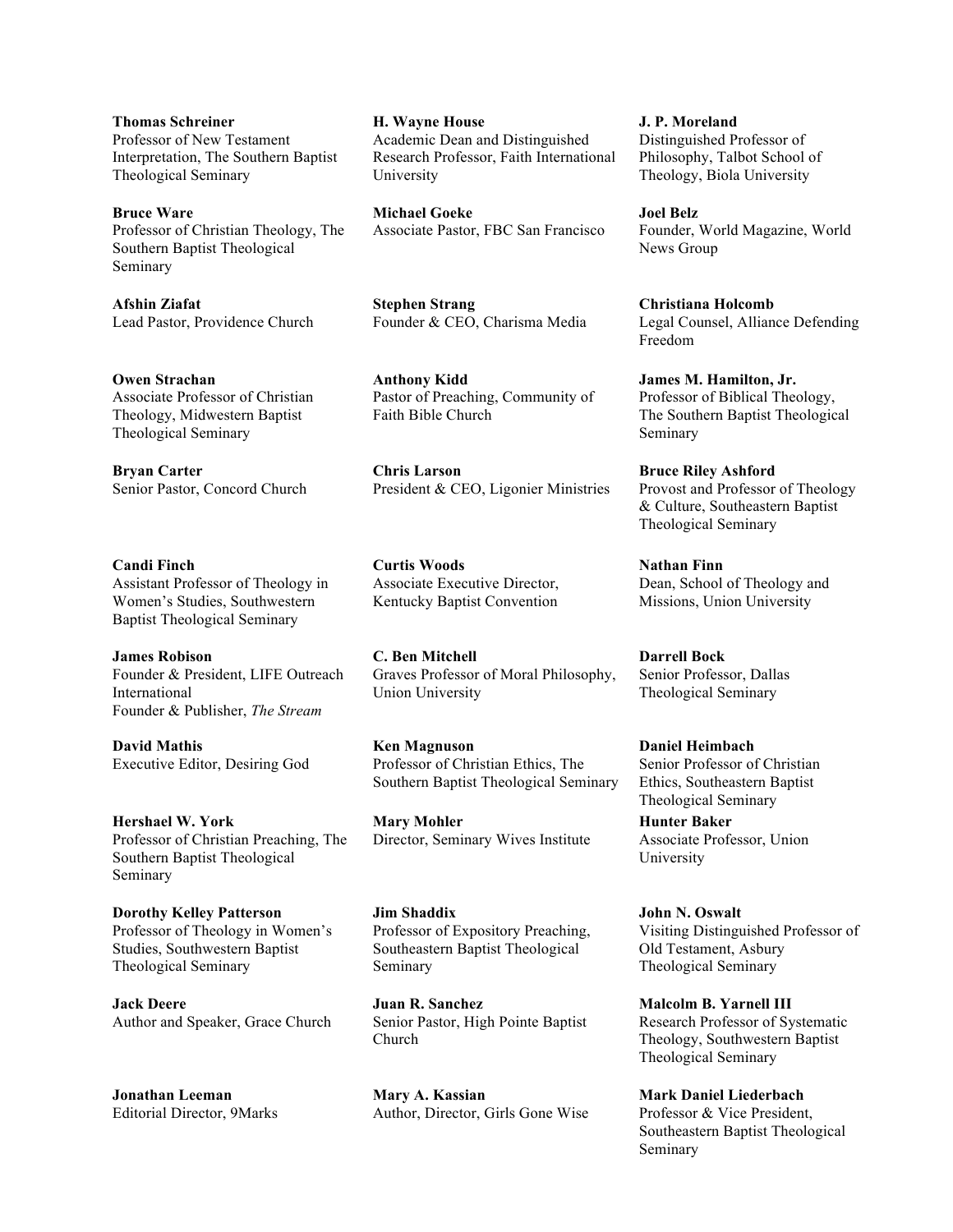**Thomas Schreiner**
Professor of New Testament Interpretation, The Southern Baptist Theological Seminary

**Bruce Ware**
Professor of Christian Theology, The Southern Baptist Theological Seminary

**Afshin Ziafat**
Lead Pastor, Providence Church

**Owen Strachan**
Associate Professor of Christian Theology, Midwestern Baptist Theological Seminary

**Bryan Carter**
Senior Pastor, Concord Church

**Candi Finch**
Assistant Professor of Theology in Women's Studies, Southwestern Baptist Theological Seminary

**James Robison**
Founder & President, LIFE Outreach International
Founder & Publisher, *The Stream*

**David Mathis**
Executive Editor, Desiring God

**Hershael W. York**
Professor of Christian Preaching, The Southern Baptist Theological Seminary

**Dorothy Kelley Patterson**
Professor of Theology in Women's Studies, Southwestern Baptist Theological Seminary

**Jack Deere**
Author and Speaker, Grace Church

**Jonathan Leeman**
Editorial Director, 9Marks

**H. Wayne House**
Academic Dean and Distinguished Research Professor, Faith International University

**Michael Goeke**
Associate Pastor, FBC San Francisco

**Stephen Strang**
Founder & CEO, Charisma Media

**Anthony Kidd**
Pastor of Preaching, Community of Faith Bible Church

**Chris Larson**
President & CEO, Ligonier Ministries

**Curtis Woods**
Associate Executive Director, Kentucky Baptist Convention

**C. Ben Mitchell**
Graves Professor of Moral Philosophy, Union University

**Ken Magnuson**
Professor of Christian Ethics, The Southern Baptist Theological Seminary

**Mary Mohler**
Director, Seminary Wives Institute

**Jim Shaddix**
Professor of Expository Preaching, Southeastern Baptist Theological Seminary

**Juan R. Sanchez**
Senior Pastor, High Pointe Baptist Church

**Mary A. Kassian**
Author, Director, Girls Gone Wise

**J. P. Moreland**
Distinguished Professor of Philosophy, Talbot School of Theology, Biola University

**Joel Belz**
Founder, World Magazine, World News Group

**Christiana Holcomb**
Legal Counsel, Alliance Defending Freedom

**James M. Hamilton, Jr.**
Professor of Biblical Theology, The Southern Baptist Theological Seminary

**Bruce Riley Ashford**
Provost and Professor of Theology & Culture, Southeastern Baptist Theological Seminary

**Nathan Finn**
Dean, School of Theology and Missions, Union University

**Darrell Bock**
Senior Professor, Dallas Theological Seminary

**Daniel Heimbach**
Senior Professor of Christian Ethics, Southeastern Baptist Theological Seminary

**Hunter Baker**
Associate Professor, Union University

**John N. Oswalt**
Visiting Distinguished Professor of Old Testament, Asbury Theological Seminary

**Malcolm B. Yarnell III**
Research Professor of Systematic Theology, Southwestern Baptist Theological Seminary

**Mark Daniel Liederbach**
Professor & Vice President, Southeastern Baptist Theological Seminary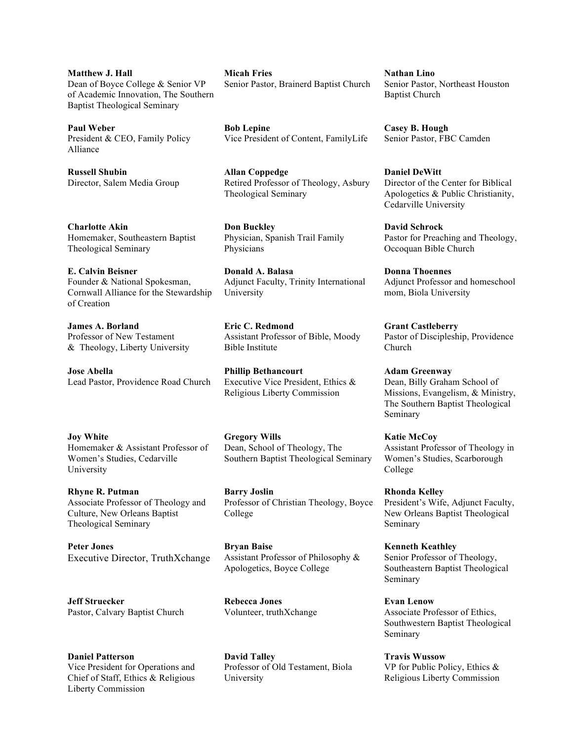**Matthew J. Hall**
Dean of Boyce College & Senior VP of Academic Innovation, The Southern Baptist Theological Seminary

**Paul Weber**
President & CEO, Family Policy Alliance

**Russell Shubin**
Director, Salem Media Group

**Charlotte Akin**
Homemaker, Southeastern Baptist Theological Seminary

**E. Calvin Beisner**
Founder & National Spokesman, Cornwall Alliance for the Stewardship of Creation

**James A. Borland**
Professor of New Testament & Theology, Liberty University

**Jose Abella**
Lead Pastor, Providence Road Church

**Joy White**
Homemaker & Assistant Professor of Women's Studies, Cedarville University

**Rhyne R. Putman**
Associate Professor of Theology and Culture, New Orleans Baptist Theological Seminary

**Peter Jones**
Executive Director, TruthXchange

**Jeff Struecker**
Pastor, Calvary Baptist Church

**Daniel Patterson**
Vice President for Operations and Chief of Staff, Ethics & Religious Liberty Commission

**Micah Fries**
Senior Pastor, Brainerd Baptist Church

**Bob Lepine**
Vice President of Content, FamilyLife

**Allan Coppedge**
Retired Professor of Theology, Asbury Theological Seminary

**Don Buckley**
Physician, Spanish Trail Family Physicians

**Donald A. Balasa**
Adjunct Faculty, Trinity International University

**Eric C. Redmond**
Assistant Professor of Bible, Moody Bible Institute

**Phillip Bethancourt**
Executive Vice President, Ethics & Religious Liberty Commission

**Gregory Wills**
Dean, School of Theology, The Southern Baptist Theological Seminary

**Barry Joslin**
Professor of Christian Theology, Boyce College

**Bryan Baise**
Assistant Professor of Philosophy & Apologetics, Boyce College

**Rebecca Jones**
Volunteer, truthXchange

**David Talley**
Professor of Old Testament, Biola University

**Nathan Lino**
Senior Pastor, Northeast Houston Baptist Church

**Casey B. Hough**
Senior Pastor, FBC Camden

**Daniel DeWitt**
Director of the Center for Biblical Apologetics & Public Christianity, Cedarville University

**David Schrock**
Pastor for Preaching and Theology, Occoquan Bible Church

**Donna Thoennes**
Adjunct Professor and homeschool mom, Biola University

**Grant Castleberry**
Pastor of Discipleship, Providence Church

**Adam Greenway**
Dean, Billy Graham School of Missions, Evangelism, & Ministry, The Southern Baptist Theological Seminary

**Katie McCoy**
Assistant Professor of Theology in Women's Studies, Scarborough College

**Rhonda Kelley**
President's Wife, Adjunct Faculty, New Orleans Baptist Theological Seminary

**Kenneth Keathley**
Senior Professor of Theology, Southeastern Baptist Theological Seminary

**Evan Lenow**
Associate Professor of Ethics, Southwestern Baptist Theological Seminary

**Travis Wussow**
VP for Public Policy, Ethics & Religious Liberty Commission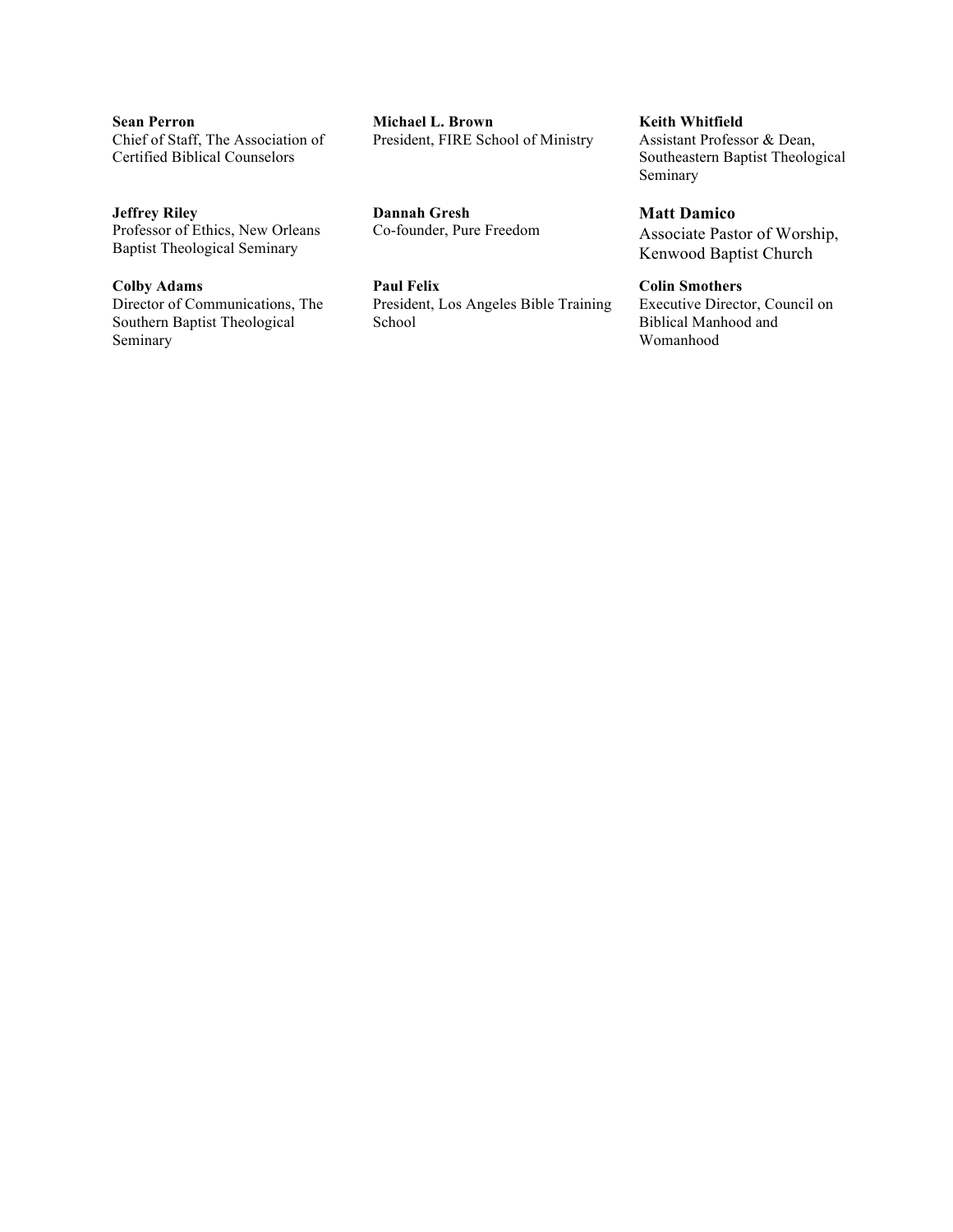**Sean Perron**
Chief of Staff, The Association of Certified Biblical Counselors

**Jeffrey Riley**
Professor of Ethics, New Orleans Baptist Theological Seminary

**Colby Adams**
Director of Communications, The Southern Baptist Theological Seminary

**Michael L. Brown**
President, FIRE School of Ministry

**Dannah Gresh**
Co-founder, Pure Freedom

**Paul Felix**
President, Los Angeles Bible Training School

**Keith Whitfield**
Assistant Professor & Dean, Southeastern Baptist Theological Seminary

**Matt Damico**
Associate Pastor of Worship, Kenwood Baptist Church

**Colin Smothers**
Executive Director, Council on Biblical Manhood and Womanhood